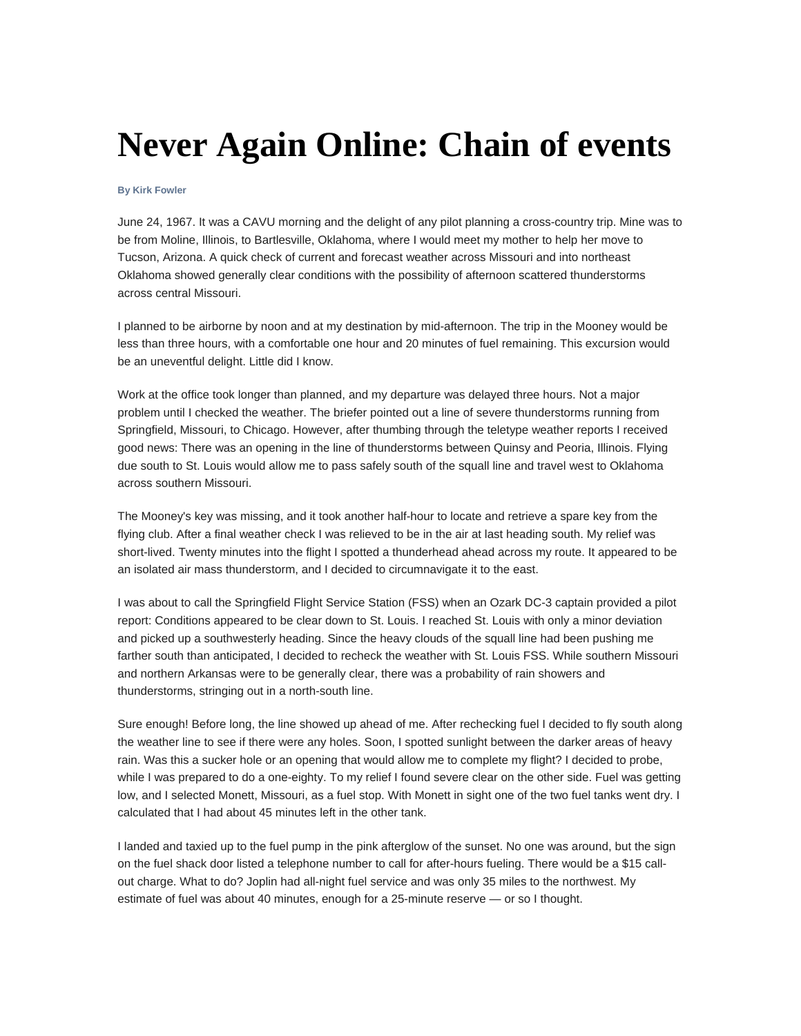# Never Again Online: Chain of events

**By Kirk Fowler**

June 24, 1967. It was a CAVU morning and the delight of any pilot planning a cross-country trip. Mine was to be from Moline, Illinois, to Bartlesville, Oklahoma, where I would meet my mother to help her move to Tucson, Arizona. A quick check of current and forecast weather across Missouri and into northeast Oklahoma showed generally clear conditions with the possibility of afternoon scattered thunderstorms across central Missouri.

I planned to be airborne by noon and at my destination by mid-afternoon. The trip in the Mooney would be less than three hours, with a comfortable one hour and 20 minutes of fuel remaining. This excursion would be an uneventful delight. Little did I know.

Work at the office took longer than planned, and my departure was delayed three hours. Not a major problem until I checked the weather. The briefer pointed out a line of severe thunderstorms running from Springfield, Missouri, to Chicago. However, after thumbing through the teletype weather reports I received good news: There was an opening in the line of thunderstorms between Quinsy and Peoria, Illinois. Flying due south to St. Louis would allow me to pass safely south of the squall line and travel west to Oklahoma across southern Missouri.

The Mooney's key was missing, and it took another half-hour to locate and retrieve a spare key from the flying club. After a final weather check I was relieved to be in the air at last heading south. My relief was short-lived. Twenty minutes into the flight I spotted a thunderhead ahead across my route. It appeared to be an isolated air mass thunderstorm, and I decided to circumnavigate it to the east.

I was about to call the Springfield Flight Service Station (FSS) when an Ozark DC-3 captain provided a pilot report: Conditions appeared to be clear down to St. Louis. I reached St. Louis with only a minor deviation and picked up a southwesterly heading. Since the heavy clouds of the squall line had been pushing me farther south than anticipated, I decided to recheck the weather with St. Louis FSS. While southern Missouri and northern Arkansas were to be generally clear, there was a probability of rain showers and thunderstorms, stringing out in a north-south line.

Sure enough! Before long, the line showed up ahead of me. After rechecking fuel I decided to fly south along the weather line to see if there were any holes. Soon, I spotted sunlight between the darker areas of heavy rain. Was this a sucker hole or an opening that would allow me to complete my flight? I decided to probe, while I was prepared to do a one-eighty. To my relief I found severe clear on the other side. Fuel was getting low, and I selected Monett, Missouri, as a fuel stop. With Monett in sight one of the two fuel tanks went dry. I calculated that I had about 45 minutes left in the other tank.

I landed and taxied up to the fuel pump in the pink afterglow of the sunset. No one was around, but the sign on the fuel shack door listed a telephone number to call for after-hours fueling. There would be a $15 call-out charge. What to do? Joplin had all-night fuel service and was only 35 miles to the northwest. My estimate of fuel was about 40 minutes, enough for a 25-minute reserve — or so I thought.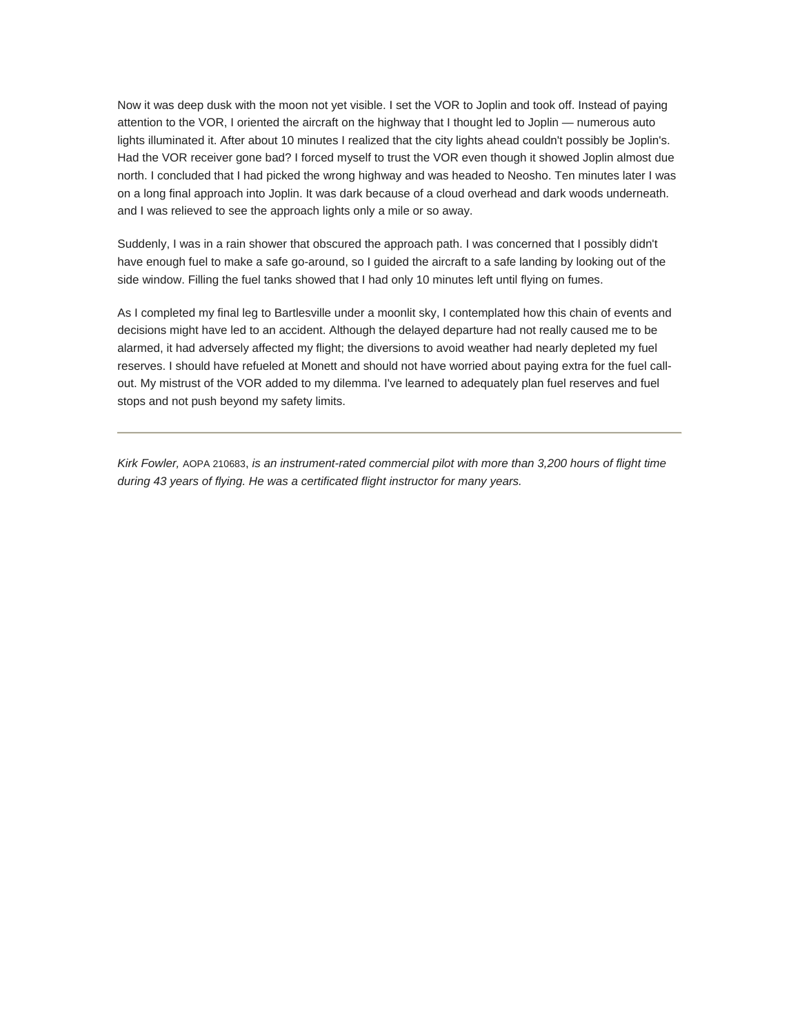Now it was deep dusk with the moon not yet visible. I set the VOR to Joplin and took off. Instead of paying attention to the VOR, I oriented the aircraft on the highway that I thought led to Joplin — numerous auto lights illuminated it. After about 10 minutes I realized that the city lights ahead couldn't possibly be Joplin's. Had the VOR receiver gone bad? I forced myself to trust the VOR even though it showed Joplin almost due north. I concluded that I had picked the wrong highway and was headed to Neosho. Ten minutes later I was on a long final approach into Joplin. It was dark because of a cloud overhead and dark woods underneath. and I was relieved to see the approach lights only a mile or so away.

Suddenly, I was in a rain shower that obscured the approach path. I was concerned that I possibly didn't have enough fuel to make a safe go-around, so I guided the aircraft to a safe landing by looking out of the side window. Filling the fuel tanks showed that I had only 10 minutes left until flying on fumes.

As I completed my final leg to Bartlesville under a moonlit sky, I contemplated how this chain of events and decisions might have led to an accident. Although the delayed departure had not really caused me to be alarmed, it had adversely affected my flight; the diversions to avoid weather had nearly depleted my fuel reserves. I should have refueled at Monett and should not have worried about paying extra for the fuel call-out. My mistrust of the VOR added to my dilemma. I've learned to adequately plan fuel reserves and fuel stops and not push beyond my safety limits.

---

*Kirk Fowler,* AOPA 210683, *is an instrument-rated commercial pilot with more than 3,200 hours of flight time during 43 years of flying. He was a certificated flight instructor for many years.*